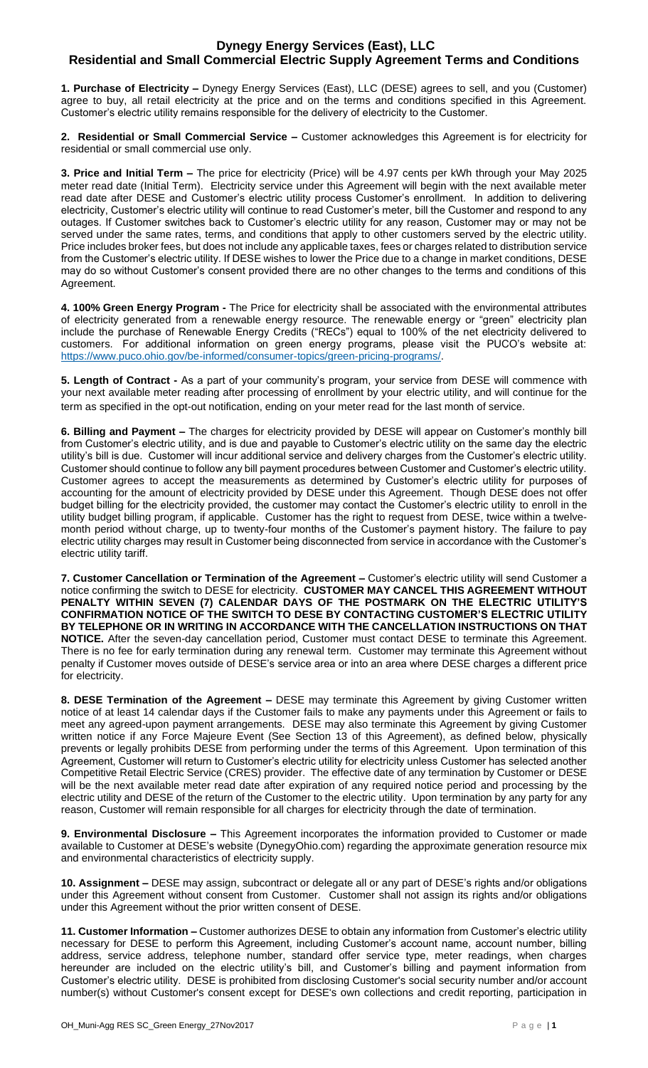# Dynegy Energy Services (East), LLC
## Residential and Small Commercial Electric Supply Agreement Terms and Conditions

**1. Purchase of Electricity –** Dynegy Energy Services (East), LLC (DESE) agrees to sell, and you (Customer) agree to buy, all retail electricity at the price and on the terms and conditions specified in this Agreement. Customer's electric utility remains responsible for the delivery of electricity to the Customer.

**2. Residential or Small Commercial Service –** Customer acknowledges this Agreement is for electricity for residential or small commercial use only.

**3. Price and Initial Term –** The price for electricity (Price) will be 4.97 cents per kWh through your May 2025 meter read date (Initial Term). Electricity service under this Agreement will begin with the next available meter read date after DESE and Customer's electric utility process Customer's enrollment. In addition to delivering electricity, Customer's electric utility will continue to read Customer's meter, bill the Customer and respond to any outages. If Customer switches back to Customer's electric utility for any reason, Customer may or may not be served under the same rates, terms, and conditions that apply to other customers served by the electric utility. Price includes broker fees, but does not include any applicable taxes, fees or charges related to distribution service from the Customer's electric utility. If DESE wishes to lower the Price due to a change in market conditions, DESE may do so without Customer's consent provided there are no other changes to the terms and conditions of this Agreement.

**4. 100% Green Energy Program -** The Price for electricity shall be associated with the environmental attributes of electricity generated from a renewable energy resource. The renewable energy or "green" electricity plan include the purchase of Renewable Energy Credits ("RECs") equal to 100% of the net electricity delivered to customers. For additional information on green energy programs, please visit the PUCO's website at: https://www.puco.ohio.gov/be-informed/consumer-topics/green-pricing-programs/.

**5. Length of Contract -** As a part of your community's program, your service from DESE will commence with your next available meter reading after processing of enrollment by your electric utility, and will continue for the term as specified in the opt-out notification, ending on your meter read for the last month of service.

**6. Billing and Payment –** The charges for electricity provided by DESE will appear on Customer's monthly bill from Customer's electric utility, and is due and payable to Customer's electric utility on the same day the electric utility's bill is due. Customer will incur additional service and delivery charges from the Customer's electric utility. Customer should continue to follow any bill payment procedures between Customer and Customer's electric utility. Customer agrees to accept the measurements as determined by Customer's electric utility for purposes of accounting for the amount of electricity provided by DESE under this Agreement. Though DESE does not offer budget billing for the electricity provided, the customer may contact the Customer's electric utility to enroll in the utility budget billing program, if applicable. Customer has the right to request from DESE, twice within a twelve-month period without charge, up to twenty-four months of the Customer's payment history. The failure to pay electric utility charges may result in Customer being disconnected from service in accordance with the Customer's electric utility tariff.

**7. Customer Cancellation or Termination of the Agreement –** Customer's electric utility will send Customer a notice confirming the switch to DESE for electricity. **CUSTOMER MAY CANCEL THIS AGREEMENT WITHOUT PENALTY WITHIN SEVEN (7) CALENDAR DAYS OF THE POSTMARK ON THE ELECTRIC UTILITY'S CONFIRMATION NOTICE OF THE SWITCH TO DESE BY CONTACTING CUSTOMER'S ELECTRIC UTILITY BY TELEPHONE OR IN WRITING IN ACCORDANCE WITH THE CANCELLATION INSTRUCTIONS ON THAT NOTICE.** After the seven-day cancellation period, Customer must contact DESE to terminate this Agreement. There is no fee for early termination during any renewal term. Customer may terminate this Agreement without penalty if Customer moves outside of DESE's service area or into an area where DESE charges a different price for electricity.

**8. DESE Termination of the Agreement –** DESE may terminate this Agreement by giving Customer written notice of at least 14 calendar days if the Customer fails to make any payments under this Agreement or fails to meet any agreed-upon payment arrangements. DESE may also terminate this Agreement by giving Customer written notice if any Force Majeure Event (See Section 13 of this Agreement), as defined below, physically prevents or legally prohibits DESE from performing under the terms of this Agreement. Upon termination of this Agreement, Customer will return to Customer's electric utility for electricity unless Customer has selected another Competitive Retail Electric Service (CRES) provider. The effective date of any termination by Customer or DESE will be the next available meter read date after expiration of any required notice period and processing by the electric utility and DESE of the return of the Customer to the electric utility. Upon termination by any party for any reason, Customer will remain responsible for all charges for electricity through the date of termination.

**9. Environmental Disclosure –** This Agreement incorporates the information provided to Customer or made available to Customer at DESE's website (DynegyOhio.com) regarding the approximate generation resource mix and environmental characteristics of electricity supply.

**10. Assignment –** DESE may assign, subcontract or delegate all or any part of DESE's rights and/or obligations under this Agreement without consent from Customer. Customer shall not assign its rights and/or obligations under this Agreement without the prior written consent of DESE.

**11. Customer Information –** Customer authorizes DESE to obtain any information from Customer's electric utility necessary for DESE to perform this Agreement, including Customer's account name, account number, billing address, service address, telephone number, standard offer service type, meter readings, when charges hereunder are included on the electric utility's bill, and Customer's billing and payment information from Customer's electric utility. DESE is prohibited from disclosing Customer's social security number and/or account number(s) without Customer's consent except for DESE's own collections and credit reporting, participation in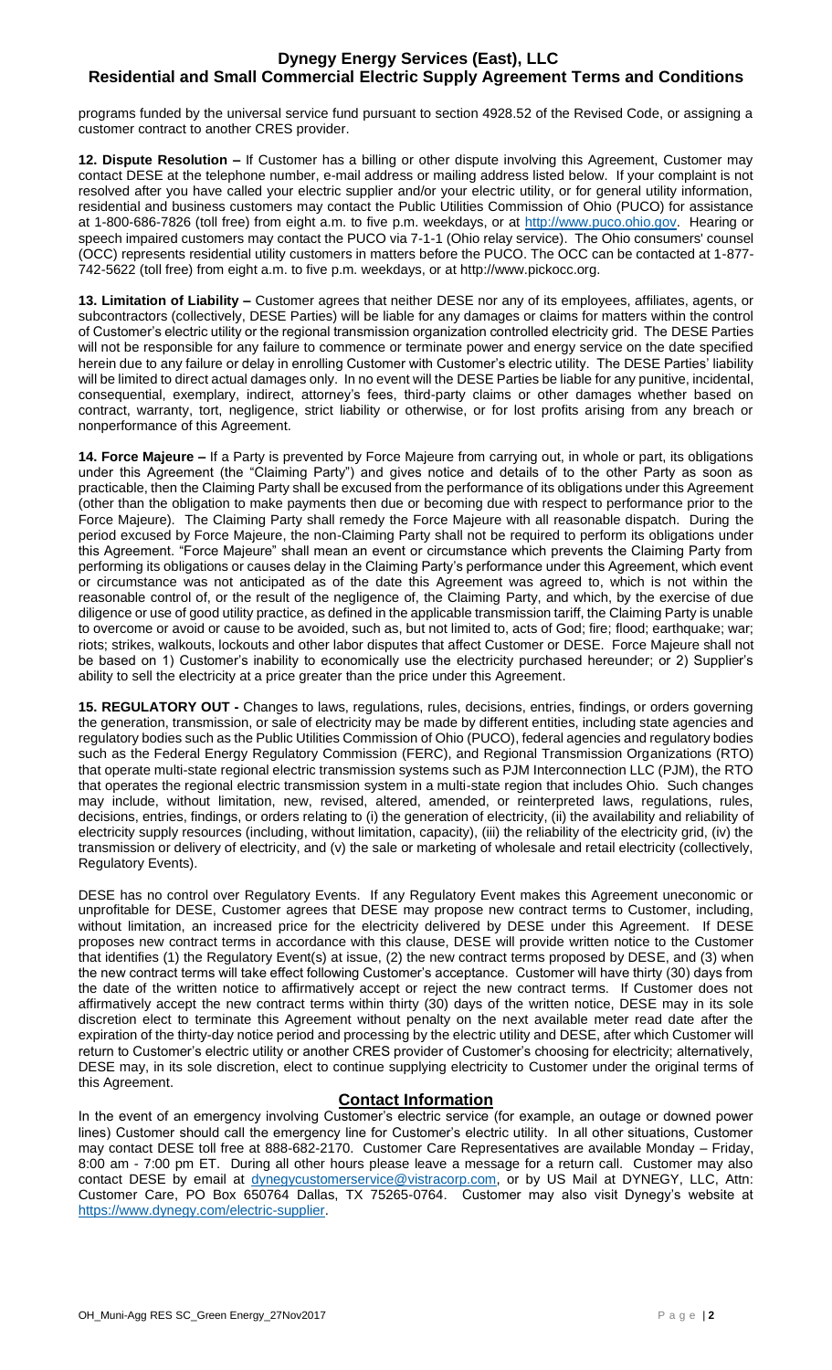programs funded by the universal service fund pursuant to section 4928.52 of the Revised Code, or assigning a customer contract to another CRES provider.

**12. Dispute Resolution –** If Customer has a billing or other dispute involving this Agreement, Customer may contact DESE at the telephone number, e-mail address or mailing address listed below. If your complaint is not resolved after you have called your electric supplier and/or your electric utility, or for general utility information, residential and business customers may contact the Public Utilities Commission of Ohio (PUCO) for assistance at 1-800-686-7826 (toll free) from eight a.m. to five p.m. weekdays, or at [http://www.puco.ohio.gov](http://www.puco.ohio.gov). Hearing or speech impaired customers may contact the PUCO via 7-1-1 (Ohio relay service). The Ohio consumers' counsel (OCC) represents residential utility customers in matters before the PUCO. The OCC can be contacted at 1-877-742-5622 (toll free) from eight a.m. to five p.m. weekdays, or at http://www.pickocc.org.

**13. Limitation of Liability –** Customer agrees that neither DESE nor any of its employees, affiliates, agents, or subcontractors (collectively, DESE Parties) will be liable for any damages or claims for matters within the control of Customer's electric utility or the regional transmission organization controlled electricity grid. The DESE Parties will not be responsible for any failure to commence or terminate power and energy service on the date specified herein due to any failure or delay in enrolling Customer with Customer's electric utility. The DESE Parties' liability will be limited to direct actual damages only. In no event will the DESE Parties be liable for any punitive, incidental, consequential, exemplary, indirect, attorney's fees, third-party claims or other damages whether based on contract, warranty, tort, negligence, strict liability or otherwise, or for lost profits arising from any breach or nonperformance of this Agreement.

**14. Force Majeure –** If a Party is prevented by Force Majeure from carrying out, in whole or part, its obligations under this Agreement (the "Claiming Party") and gives notice and details of to the other Party as soon as practicable, then the Claiming Party shall be excused from the performance of its obligations under this Agreement (other than the obligation to make payments then due or becoming due with respect to performance prior to the Force Majeure). The Claiming Party shall remedy the Force Majeure with all reasonable dispatch. During the period excused by Force Majeure, the non-Claiming Party shall not be required to perform its obligations under this Agreement. "Force Majeure" shall mean an event or circumstance which prevents the Claiming Party from performing its obligations or causes delay in the Claiming Party's performance under this Agreement, which event or circumstance was not anticipated as of the date this Agreement was agreed to, which is not within the reasonable control of, or the result of the negligence of, the Claiming Party, and which, by the exercise of due diligence or use of good utility practice, as defined in the applicable transmission tariff, the Claiming Party is unable to overcome or avoid or cause to be avoided, such as, but not limited to, acts of God; fire; flood; earthquake; war; riots; strikes, walkouts, lockouts and other labor disputes that affect Customer or DESE. Force Majeure shall not be based on 1) Customer's inability to economically use the electricity purchased hereunder; or 2) Supplier's ability to sell the electricity at a price greater than the price under this Agreement.

**15. REGULATORY OUT -** Changes to laws, regulations, rules, decisions, entries, findings, or orders governing the generation, transmission, or sale of electricity may be made by different entities, including state agencies and regulatory bodies such as the Public Utilities Commission of Ohio (PUCO), federal agencies and regulatory bodies such as the Federal Energy Regulatory Commission (FERC), and Regional Transmission Organizations (RTO) that operate multi-state regional electric transmission systems such as PJM Interconnection LLC (PJM), the RTO that operates the regional electric transmission system in a multi-state region that includes Ohio. Such changes may include, without limitation, new, revised, altered, amended, or reinterpreted laws, regulations, rules, decisions, entries, findings, or orders relating to (i) the generation of electricity, (ii) the availability and reliability of electricity supply resources (including, without limitation, capacity), (iii) the reliability of the electricity grid, (iv) the transmission or delivery of electricity, and (v) the sale or marketing of wholesale and retail electricity (collectively, Regulatory Events).

DESE has no control over Regulatory Events. If any Regulatory Event makes this Agreement uneconomic or unprofitable for DESE, Customer agrees that DESE may propose new contract terms to Customer, including, without limitation, an increased price for the electricity delivered by DESE under this Agreement. If DESE proposes new contract terms in accordance with this clause, DESE will provide written notice to the Customer that identifies (1) the Regulatory Event(s) at issue, (2) the new contract terms proposed by DESE, and (3) when the new contract terms will take effect following Customer's acceptance. Customer will have thirty (30) days from the date of the written notice to affirmatively accept or reject the new contract terms. If Customer does not affirmatively accept the new contract terms within thirty (30) days of the written notice, DESE may in its sole discretion elect to terminate this Agreement without penalty on the next available meter read date after the expiration of the thirty-day notice period and processing by the electric utility and DESE, after which Customer will return to Customer's electric utility or another CRES provider of Customer's choosing for electricity; alternatively, DESE may, in its sole discretion, elect to continue supplying electricity to Customer under the original terms of this Agreement.

## Contact Information

In the event of an emergency involving Customer's electric service (for example, an outage or downed power lines) Customer should call the emergency line for Customer's electric utility. In all other situations, Customer may contact DESE toll free at 888-682-2170. Customer Care Representatives are available Monday – Friday, 8:00 am - 7:00 pm ET. During all other hours please leave a message for a return call. Customer may also contact DESE by email at [dynegycustomerservice@vistracorp.com](mailto:dynegycustomerservice@vistracorp.com), or by US Mail at DYNEGY, LLC, Attn: Customer Care, PO Box 650764 Dallas, TX 75265-0764. Customer may also visit Dynegy's website at [https://www.dynegy.com/electric-supplier](https://www.dynegy.com/electric-supplier).